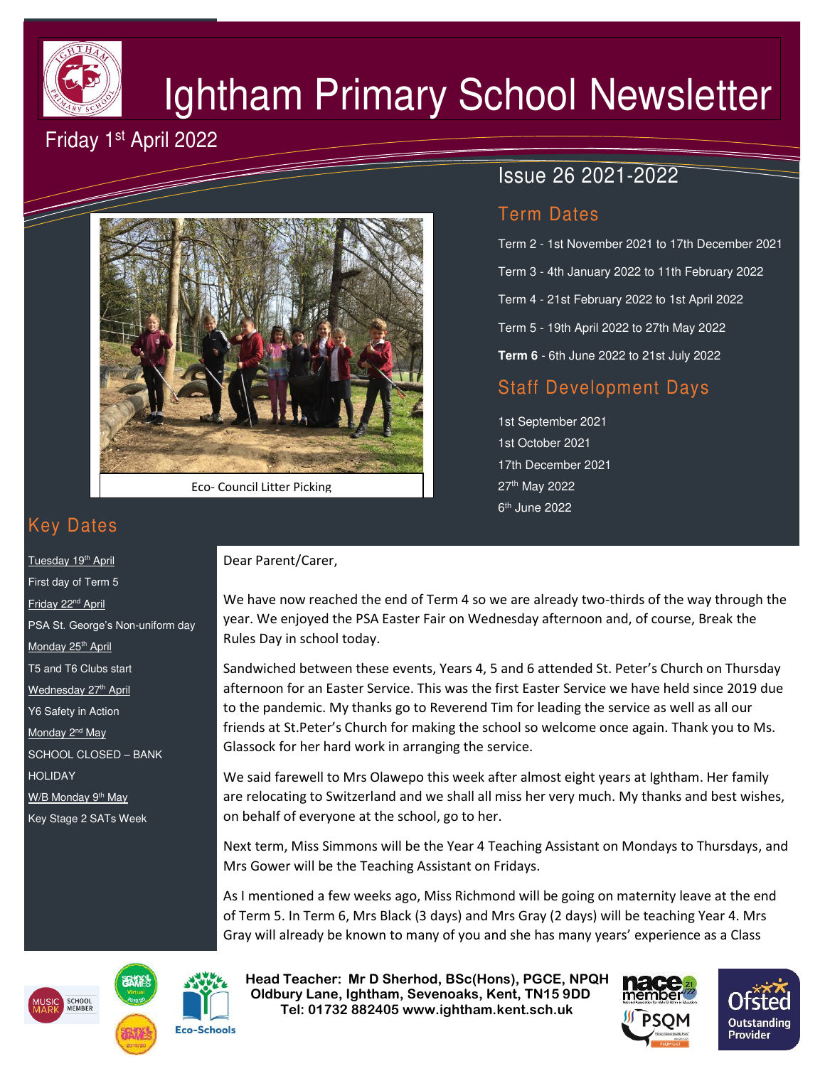# Ightham Primary School Newsletter

Friday 1st April 2022

Issue 26 2021-2022

## Term Dates

Term 2 - 1st November 2021 to 17th December 2021

Term 3 - 4th January 2022 to 11th February 2022

Term 4 - 21st February 2022 to 1st April 2022

Term 5 - 19th April 2022 to 27th May 2022

**Term 6** - 6th June 2022 to 21st July 2022

## Staff Development Days

1st September 2021

1st October 2021

17th December 2021

27th May 2022

6th June 2022

Eco- Council Litter Picking

## Key Dates

Tuesday 19th April
First day of Term 5

Friday 22nd April
PSA St. George's Non-uniform day

Monday 25th April
T5 and T6 Clubs start

Wednesday 27th April
Y6 Safety in Action

Monday 2nd May
SCHOOL CLOSED – BANK HOLIDAY

W/B Monday 9th May
Key Stage 2 SATs Week

Dear Parent/Carer,

We have now reached the end of Term 4 so we are already two-thirds of the way through the year. We enjoyed the PSA Easter Fair on Wednesday afternoon and, of course, Break the Rules Day in school today.

Sandwiched between these events, Years 4, 5 and 6 attended St. Peter's Church on Thursday afternoon for an Easter Service. This was the first Easter Service we have held since 2019 due to the pandemic. My thanks go to Reverend Tim for leading the service as well as all our friends at St.Peter's Church for making the school so welcome once again. Thank you to Ms. Glassock for her hard work in arranging the service.

We said farewell to Mrs Olawepo this week after almost eight years at Ightham. Her family are relocating to Switzerland and we shall all miss her very much. My thanks and best wishes, on behalf of everyone at the school, go to her.

Next term, Miss Simmons will be the Year 4 Teaching Assistant on Mondays to Thursdays, and Mrs Gower will be the Teaching Assistant on Fridays.

As I mentioned a few weeks ago, Miss Richmond will be going on maternity leave at the end of Term 5. In Term 6, Mrs Black (3 days) and Mrs Gray (2 days) will be teaching Year 4. Mrs Gray will already be known to many of you and she has many years' experience as a Class

**Head Teacher: Mr D Sherhod, BSc(Hons), PGCE, NPQH**
**Oldbury Lane, Ightham, Sevenoaks, Kent, TN15 9DD**
**Tel: 01732 882405 www.ightham.kent.sch.uk**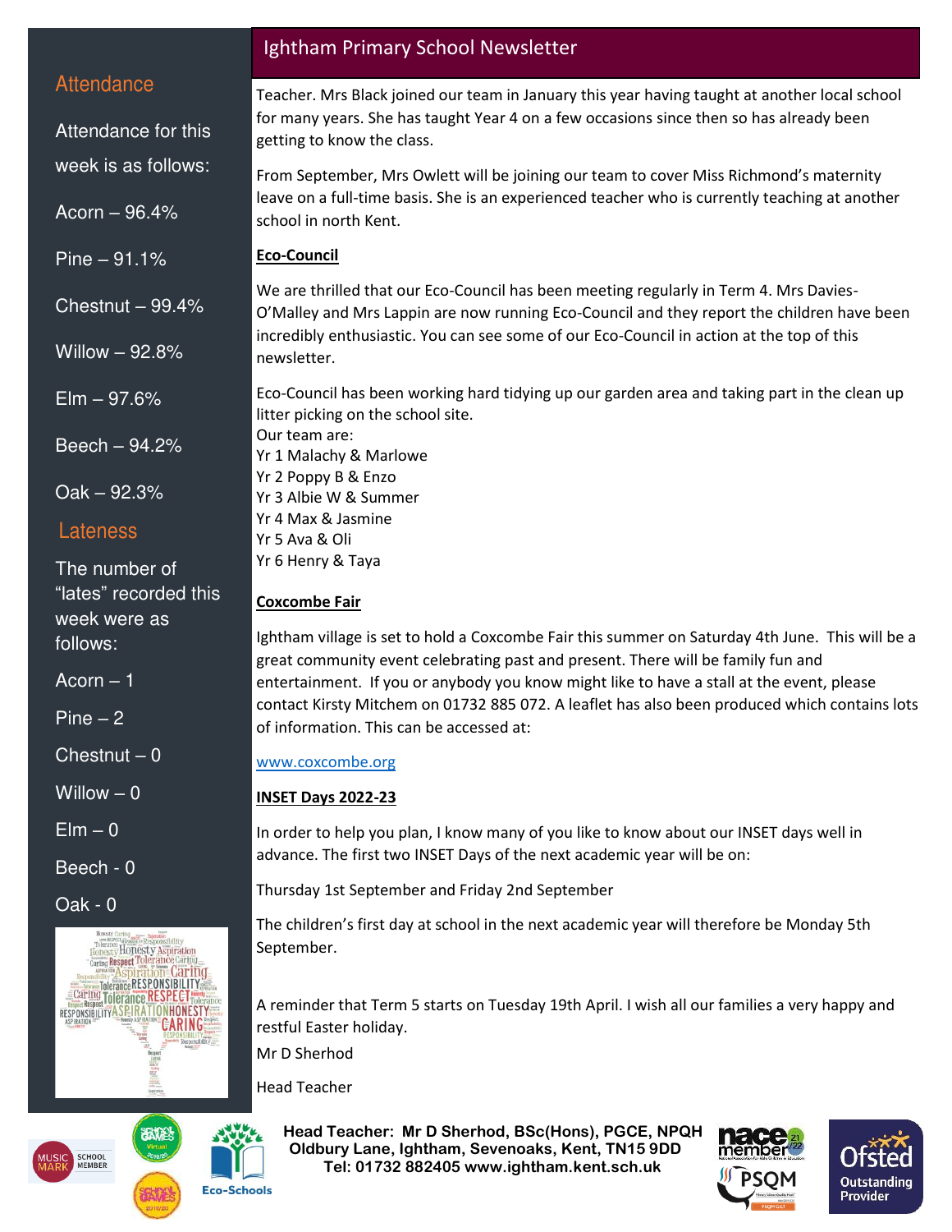## Attendance

Attendance for this week is as follows:

Acorn – 96.4%

Pine – 91.1%

Chestnut – 99.4%

Willow – 92.8%

Elm – 97.6%

Beech – 94.2%

Oak – 92.3%

## Lateness

The number of "lates" recorded this week were as follows:

Acorn – 1

Pine – 2

Chestnut – 0

Willow – 0

Elm – 0

Beech - 0

Oak - 0

# Ightham Primary School Newsletter

Teacher. Mrs Black joined our team in January this year having taught at another local school for many years. She has taught Year 4 on a few occasions since then so has already been getting to know the class.

From September, Mrs Owlett will be joining our team to cover Miss Richmond's maternity leave on a full-time basis. She is an experienced teacher who is currently teaching at another school in north Kent.

**Eco-Council**

We are thrilled that our Eco-Council has been meeting regularly in Term 4. Mrs Davies-O'Malley and Mrs Lappin are now running Eco-Council and they report the children have been incredibly enthusiastic. You can see some of our Eco-Council in action at the top of this newsletter.

Eco-Council has been working hard tidying up our garden area and taking part in the clean up litter picking on the school site.
Our team are:
Yr 1 Malachy & Marlowe
Yr 2 Poppy B & Enzo
Yr 3 Albie W & Summer
Yr 4 Max & Jasmine
Yr 5 Ava & Oli
Yr 6 Henry & Taya

**Coxcombe Fair**

Ightham village is set to hold a Coxcombe Fair this summer on Saturday 4th June. This will be a great community event celebrating past and present. There will be family fun and entertainment. If you or anybody you know might like to have a stall at the event, please contact Kirsty Mitchem on 01732 885 072. A leaflet has also been produced which contains lots of information. This can be accessed at:

www.coxcombe.org

**INSET Days 2022-23**

In order to help you plan, I know many of you like to know about our INSET days well in advance. The first two INSET Days of the next academic year will be on:

Thursday 1st September and Friday 2nd September

The children's first day at school in the next academic year will therefore be Monday 5th September.

A reminder that Term 5 starts on Tuesday 19th April. I wish all our families a very happy and restful Easter holiday.

Mr D Sherhod

Head Teacher

**Head Teacher: Mr D Sherhod, BSc(Hons), PGCE, NPQH**
**Oldbury Lane, Ightham, Sevenoaks, Kent, TN15 9DD**
**Tel: 01732 882405 www.ightham.kent.sch.uk**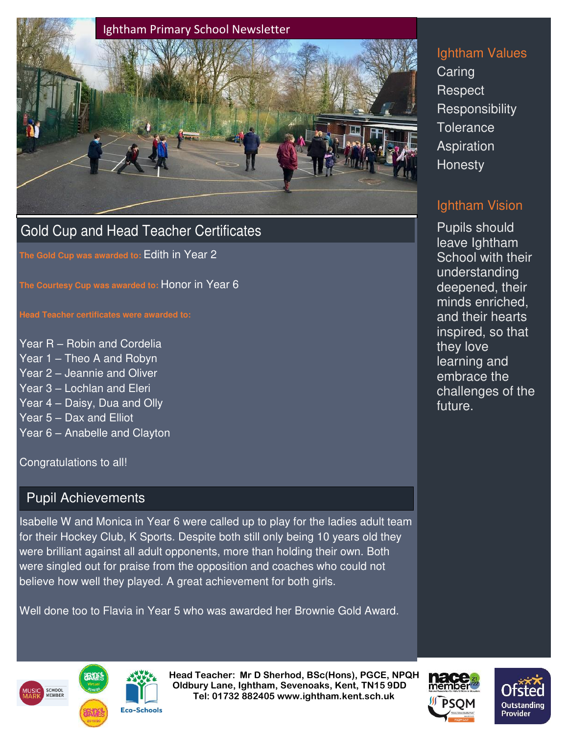Ighatham Primary School Newsletter

## Gold Cup and Head Teacher Certificates

**The Gold Cup was awarded to:** Edith in Year 2

**The Courtesy Cup was awarded to:** Honor in Year 6

**Head Teacher certificates were awarded to:**

Year R – Robin and Cordelia
Year 1 – Theo A and Robyn
Year 2 – Jeannie and Oliver
Year 3 – Lochlan and Eleri
Year 4 – Daisy, Dua and Olly
Year 5 – Dax and Elliot
Year 6 – Anabelle and Clayton

Congratulations to all!

## Pupil Achievements

Isabelle W and Monica in Year 6 were called up to play for the ladies adult team for their Hockey Club, K Sports. Despite both still only being 10 years old they were brilliant against all adult opponents, more than holding their own. Both were singled out for praise from the opposition and coaches who could not believe how well they played. A great achievement for both girls.

Well done too to Flavia in Year 5 who was awarded her Brownie Gold Award.

## Ightham Values

Caring
Respect
Responsibility
Tolerance
Aspiration
Honesty

## Ightham Vision

Pupils should leave Ightham School with their understanding deepened, their minds enriched, and their hearts inspired, so that they love learning and embrace the challenges of the future.

**Head Teacher: Mr D Sherhod, BSc(Hons), PGCE, NPQH**
**Oldbury Lane, Ightham, Sevenoaks, Kent, TN15 9DD**
**Tel: 01732 882405 www.ightham.kent.sch.uk**